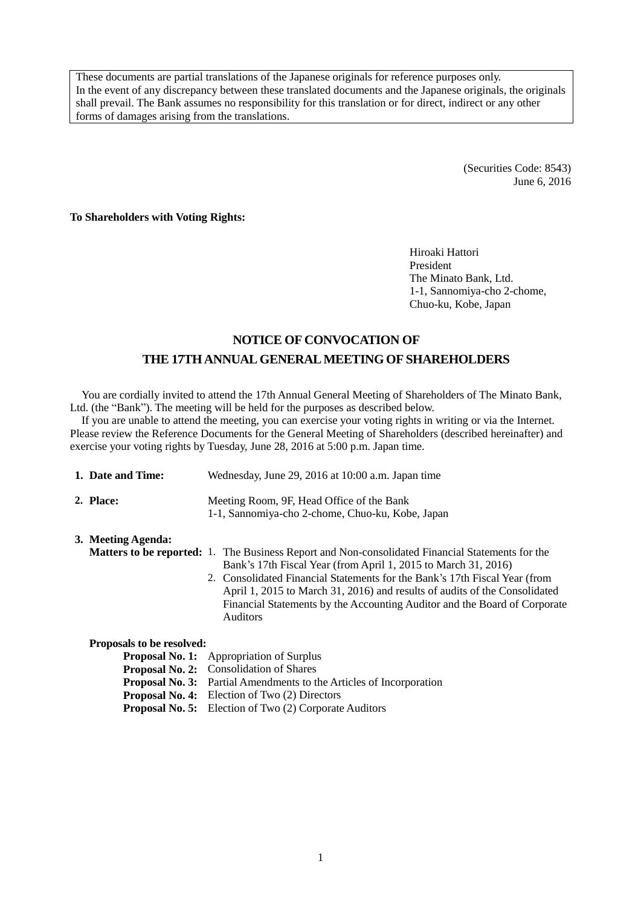These documents are partial translations of the Japanese originals for reference purposes only. In the event of any discrepancy between these translated documents and the Japanese originals, the originals shall prevail. The Bank assumes no responsibility for this translation or for direct, indirect or any other forms of damages arising from the translations.

(Securities Code: 8543)
June 6, 2016

**To Shareholders with Voting Rights:**

Hiroaki Hattori
President
The Minato Bank, Ltd.
1-1, Sannomiya-cho 2-chome,
Chuo-ku, Kobe, Japan

# NOTICE OF CONVOCATION OF THE 17TH ANNUAL GENERAL MEETING OF SHAREHOLDERS

You are cordially invited to attend the 17th Annual General Meeting of Shareholders of The Minato Bank, Ltd. (the "Bank"). The meeting will be held for the purposes as described below.

If you are unable to attend the meeting, you can exercise your voting rights in writing or via the Internet. Please review the Reference Documents for the General Meeting of Shareholders (described hereinafter) and exercise your voting rights by Tuesday, June 28, 2016 at 5:00 p.m. Japan time.

**1. Date and Time:** Wednesday, June 29, 2016 at 10:00 a.m. Japan time

**2. Place:** Meeting Room, 9F, Head Office of the Bank
1-1, Sannomiya-cho 2-chome, Chuo-ku, Kobe, Japan

**3. Meeting Agenda:**

**Matters to be reported:**

1. The Business Report and Non-consolidated Financial Statements for the Bank's 17th Fiscal Year (from April 1, 2015 to March 31, 2016)
2. Consolidated Financial Statements for the Bank's 17th Fiscal Year (from April 1, 2015 to March 31, 2016) and results of audits of the Consolidated Financial Statements by the Accounting Auditor and the Board of Corporate Auditors

**Proposals to be resolved:**

**Proposal No. 1:** Appropriation of Surplus
**Proposal No. 2:** Consolidation of Shares
**Proposal No. 3:** Partial Amendments to the Articles of Incorporation
**Proposal No. 4:** Election of Two (2) Directors
**Proposal No. 5:** Election of Two (2) Corporate Auditors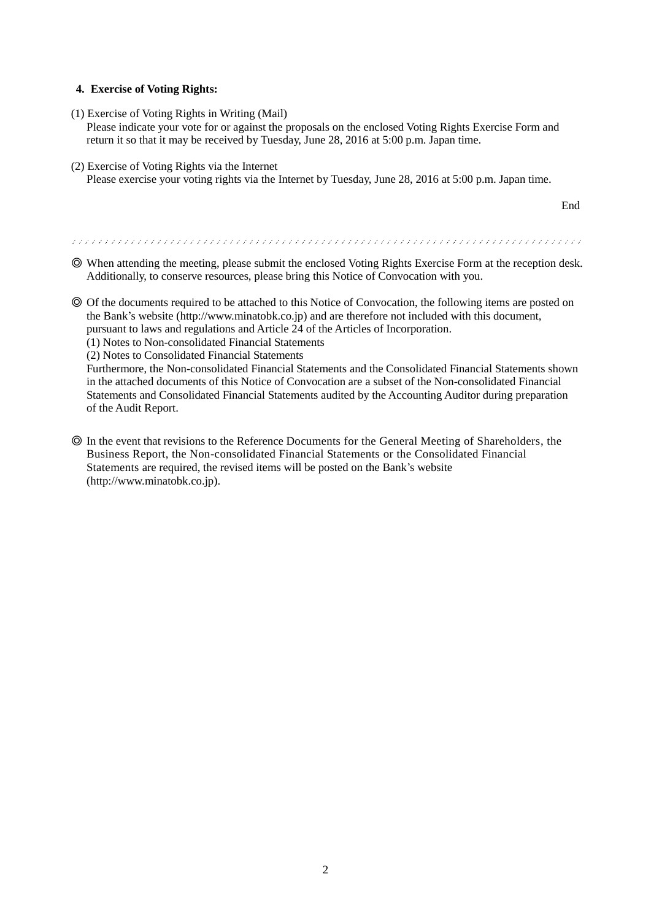**4. Exercise of Voting Rights:**

(1) Exercise of Voting Rights in Writing (Mail)
Please indicate your vote for or against the proposals on the enclosed Voting Rights Exercise Form and return it so that it may be received by Tuesday, June 28, 2016 at 5:00 p.m. Japan time.

(2) Exercise of Voting Rights via the Internet
Please exercise your voting rights via the Internet by Tuesday, June 28, 2016 at 5:00 p.m. Japan time.

End

---

◎ When attending the meeting, please submit the enclosed Voting Rights Exercise Form at the reception desk. Additionally, to conserve resources, please bring this Notice of Convocation with you.

◎ Of the documents required to be attached to this Notice of Convocation, the following items are posted on the Bank's website (http://www.minatobk.co.jp) and are therefore not included with this document, pursuant to laws and regulations and Article 24 of the Articles of Incorporation.
(1) Notes to Non-consolidated Financial Statements
(2) Notes to Consolidated Financial Statements
Furthermore, the Non-consolidated Financial Statements and the Consolidated Financial Statements shown in the attached documents of this Notice of Convocation are a subset of the Non-consolidated Financial Statements and Consolidated Financial Statements audited by the Accounting Auditor during preparation of the Audit Report.

◎ In the event that revisions to the Reference Documents for the General Meeting of Shareholders, the Business Report, the Non-consolidated Financial Statements or the Consolidated Financial Statements are required, the revised items will be posted on the Bank's website (http://www.minatobk.co.jp).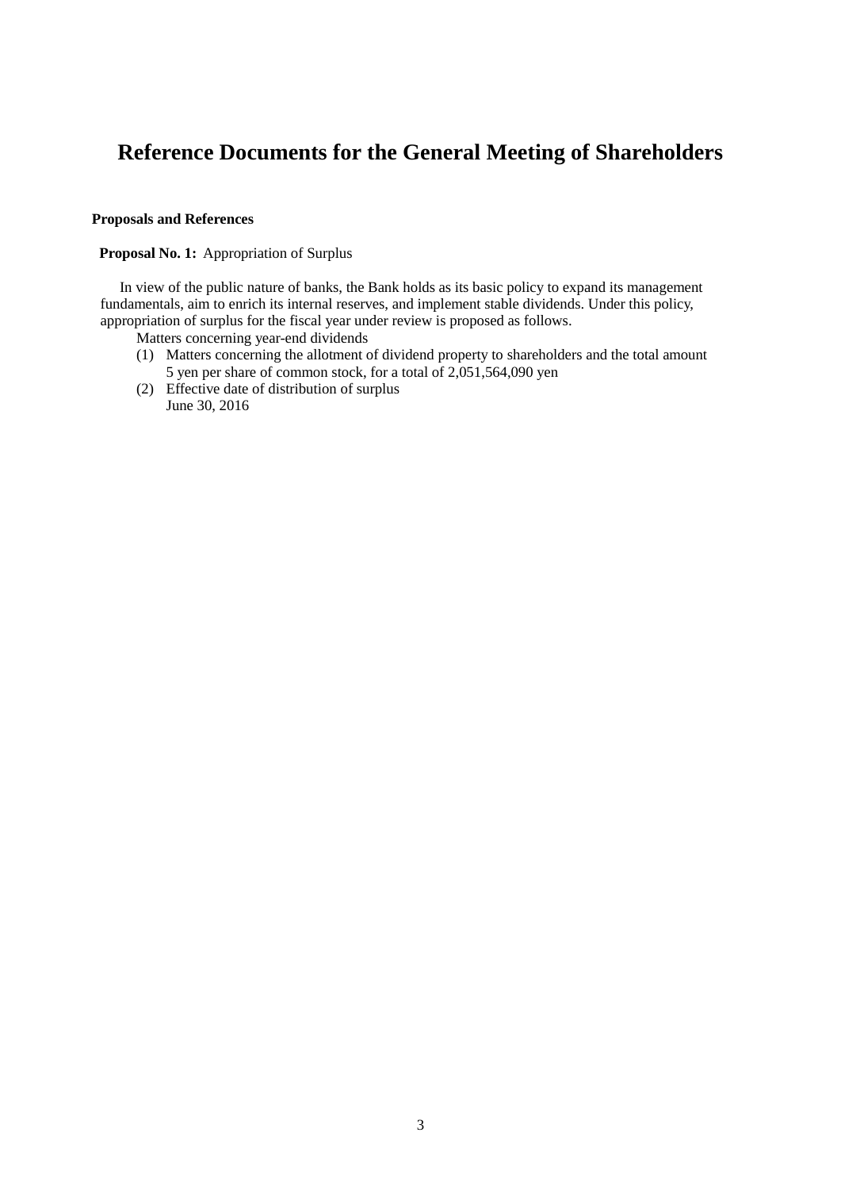# Reference Documents for the General Meeting of Shareholders

**Proposals and References**

**Proposal No. 1:** Appropriation of Surplus

In view of the public nature of banks, the Bank holds as its basic policy to expand its management fundamentals, aim to enrich its internal reserves, and implement stable dividends. Under this policy, appropriation of surplus for the fiscal year under review is proposed as follows.

Matters concerning year-end dividends

(1) Matters concerning the allotment of dividend property to shareholders and the total amount
    5 yen per share of common stock, for a total of 2,051,564,090 yen

(2) Effective date of distribution of surplus
    June 30, 2016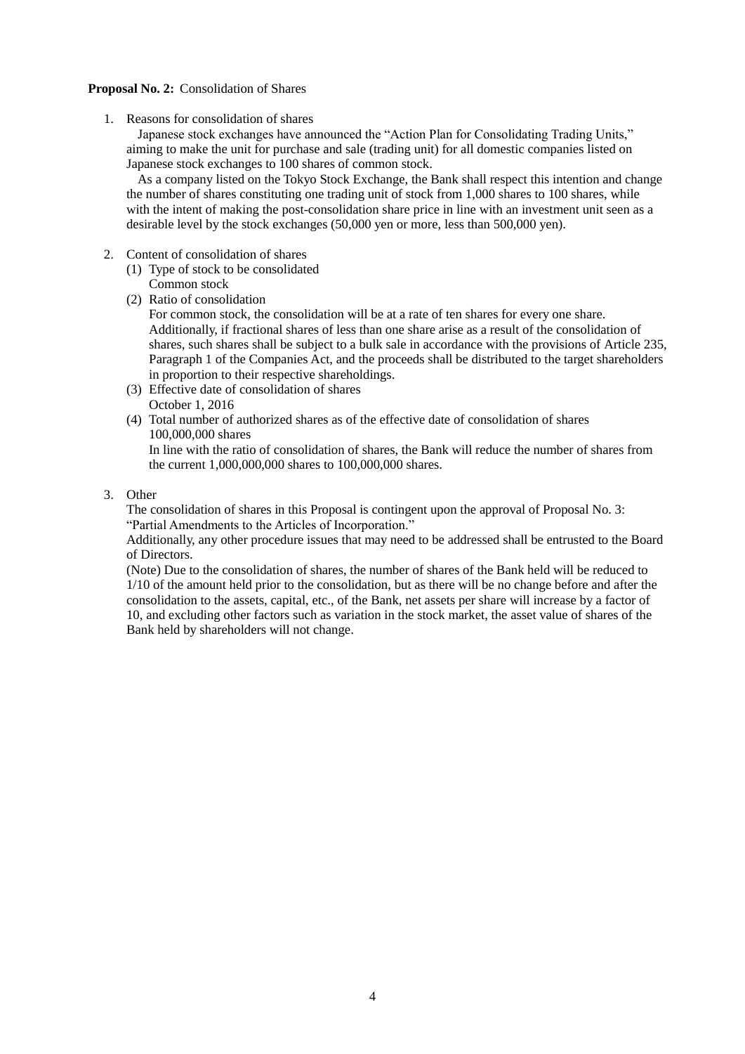**Proposal No. 2:** Consolidation of Shares

1. Reasons for consolidation of shares

   Japanese stock exchanges have announced the "Action Plan for Consolidating Trading Units," aiming to make the unit for purchase and sale (trading unit) for all domestic companies listed on Japanese stock exchanges to 100 shares of common stock.

   As a company listed on the Tokyo Stock Exchange, the Bank shall respect this intention and change the number of shares constituting one trading unit of stock from 1,000 shares to 100 shares, while with the intent of making the post-consolidation share price in line with an investment unit seen as a desirable level by the stock exchanges (50,000 yen or more, less than 500,000 yen).

2. Content of consolidation of shares
   (1) Type of stock to be consolidated
       Common stock
   (2) Ratio of consolidation
       For common stock, the consolidation will be at a rate of ten shares for every one share. Additionally, if fractional shares of less than one share arise as a result of the consolidation of shares, such shares shall be subject to a bulk sale in accordance with the provisions of Article 235, Paragraph 1 of the Companies Act, and the proceeds shall be distributed to the target shareholders in proportion to their respective shareholdings.
   (3) Effective date of consolidation of shares
       October 1, 2016
   (4) Total number of authorized shares as of the effective date of consolidation of shares
       100,000,000 shares
       In line with the ratio of consolidation of shares, the Bank will reduce the number of shares from the current 1,000,000,000 shares to 100,000,000 shares.

3. Other

   The consolidation of shares in this Proposal is contingent upon the approval of Proposal No. 3: "Partial Amendments to the Articles of Incorporation."

   Additionally, any other procedure issues that may need to be addressed shall be entrusted to the Board of Directors.

   (Note) Due to the consolidation of shares, the number of shares of the Bank held will be reduced to 1/10 of the amount held prior to the consolidation, but as there will be no change before and after the consolidation to the assets, capital, etc., of the Bank, net assets per share will increase by a factor of 10, and excluding other factors such as variation in the stock market, the asset value of shares of the Bank held by shareholders will not change.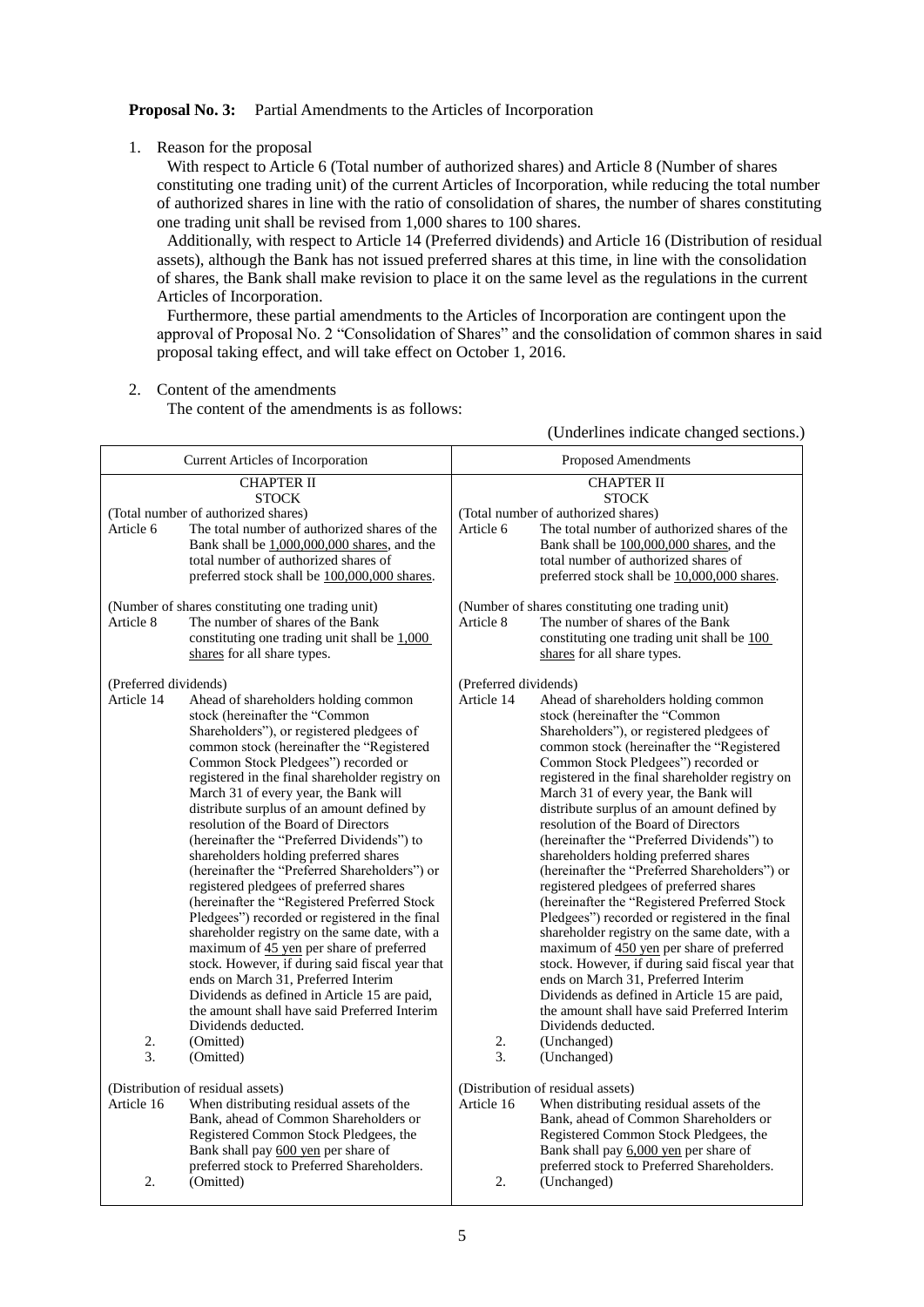**Proposal No. 3:** Partial Amendments to the Articles of Incorporation

1. Reason for the proposal

   With respect to Article 6 (Total number of authorized shares) and Article 8 (Number of shares constituting one trading unit) of the current Articles of Incorporation, while reducing the total number of authorized shares in line with the ratio of consolidation of shares, the number of shares constituting one trading unit shall be revised from 1,000 shares to 100 shares.

   Additionally, with respect to Article 14 (Preferred dividends) and Article 16 (Distribution of residual assets), although the Bank has not issued preferred shares at this time, in line with the consolidation of shares, the Bank shall make revision to place it on the same level as the regulations in the current Articles of Incorporation.

   Furthermore, these partial amendments to the Articles of Incorporation are contingent upon the approval of Proposal No. 2 "Consolidation of Shares" and the consolidation of common shares in said proposal taking effect, and will take effect on October 1, 2016.

2. Content of the amendments

   The content of the amendments is as follows:

(Underlines indicate changed sections.)

| Current Articles of Incorporation | Proposed Amendments |
|---|---|
| CHAPTER II<br>STOCK | CHAPTER II<br>STOCK |
| (Total number of authorized shares)<br>Article 6 The total number of authorized shares of the Bank shall be <u>1,000,000,000 shares</u>, and the total number of authorized shares of preferred stock shall be <u>100,000,000 shares</u>. | (Total number of authorized shares)<br>Article 6 The total number of authorized shares of the Bank shall be <u>100,000,000 shares</u>, and the total number of authorized shares of preferred stock shall be <u>10,000,000 shares</u>. |
| (Number of shares constituting one trading unit)<br>Article 8 The number of shares of the Bank constituting one trading unit shall be <u>1,000 shares</u> for all share types. | (Number of shares constituting one trading unit)<br>Article 8 The number of shares of the Bank constituting one trading unit shall be <u>100 shares</u> for all share types. |
| (Preferred dividends)<br>Article 14 Ahead of shareholders holding common stock (hereinafter the "Common Shareholders"), or registered pledgees of common stock (hereinafter the "Registered Common Stock Pledgees") recorded or registered in the final shareholder registry on March 31 of every year, the Bank will distribute surplus of an amount defined by resolution of the Board of Directors (hereinafter the "Preferred Dividends") to shareholders holding preferred shares (hereinafter the "Preferred Shareholders") or registered pledgees of preferred shares (hereinafter the "Registered Preferred Stock Pledgees") recorded or registered in the final shareholder registry on the same date, with a maximum of <u>45 yen</u> per share of preferred stock. However, if during said fiscal year that ends on March 31, Preferred Interim Dividends as defined in Article 15 are paid, the amount shall have said Preferred Interim Dividends deducted.<br>2. (Omitted)<br>3. (Omitted) | (Preferred dividends)<br>Article 14 Ahead of shareholders holding common stock (hereinafter the "Common Shareholders"), or registered pledgees of common stock (hereinafter the "Registered Common Stock Pledgees") recorded or registered in the final shareholder registry on March 31 of every year, the Bank will distribute surplus of an amount defined by resolution of the Board of Directors (hereinafter the "Preferred Dividends") to shareholders holding preferred shares (hereinafter the "Preferred Shareholders") or registered pledgees of preferred shares (hereinafter the "Registered Preferred Stock Pledgees") recorded or registered in the final shareholder registry on the same date, with a maximum of <u>450 yen</u> per share of preferred stock. However, if during said fiscal year that ends on March 31, Preferred Interim Dividends as defined in Article 15 are paid, the amount shall have said Preferred Interim Dividends deducted.<br>2. (Unchanged)<br>3. (Unchanged) |
| (Distribution of residual assets)<br>Article 16 When distributing residual assets of the Bank, ahead of Common Shareholders or Registered Common Stock Pledgees, the Bank shall pay <u>600 yen</u> per share of preferred stock to Preferred Shareholders.<br>2. (Omitted) | (Distribution of residual assets)<br>Article 16 When distributing residual assets of the Bank, ahead of Common Shareholders or Registered Common Stock Pledgees, the Bank shall pay <u>6,000 yen</u> per share of preferred stock to Preferred Shareholders.<br>2. (Unchanged) |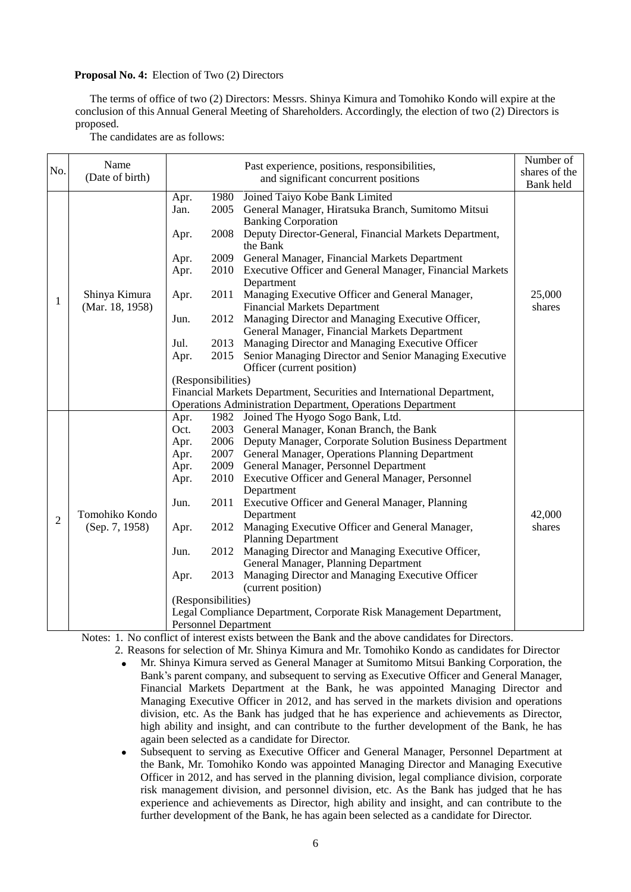**Proposal No. 4:** Election of Two (2) Directors

The terms of office of two (2) Directors: Messrs. Shinya Kimura and Tomohiko Kondo will expire at the conclusion of this Annual General Meeting of Shareholders. Accordingly, the election of two (2) Directors is proposed.

The candidates are as follows:

| No. | Name (Date of birth) | Past experience, positions, responsibilities, and significant concurrent positions | Number of shares of the Bank held |
|---|---|---|---|
| 1 | Shinya Kimura (Mar. 18, 1958) | Apr. 1980 Joined Taiyo Kobe Bank Limited<br>Jan. 2005 General Manager, Hiratsuka Branch, Sumitomo Mitsui Banking Corporation<br>Apr. 2008 Deputy Director-General, Financial Markets Department, the Bank<br>Apr. 2009 General Manager, Financial Markets Department<br>Apr. 2010 Executive Officer and General Manager, Financial Markets Department<br>Apr. 2011 Managing Executive Officer and General Manager, Financial Markets Department<br>Jun. 2012 Managing Director and Managing Executive Officer, General Manager, Financial Markets Department<br>Jul. 2013 Managing Director and Managing Executive Officer<br>Apr. 2015 Senior Managing Director and Senior Managing Executive Officer (current position)<br>(Responsibilities)<br>Financial Markets Department, Securities and International Department, Operations Administration Department, Operations Department | 25,000 shares |
| 2 | Tomohiko Kondo (Sep. 7, 1958) | Apr. 1982 Joined The Hyogo Sogo Bank, Ltd.<br>Oct. 2003 General Manager, Konan Branch, the Bank<br>Apr. 2006 Deputy Manager, Corporate Solution Business Department<br>Apr. 2007 General Manager, Operations Planning Department<br>Apr. 2009 General Manager, Personnel Department<br>Apr. 2010 Executive Officer and General Manager, Personnel Department<br>Jun. 2011 Executive Officer and General Manager, Planning Department<br>Apr. 2012 Managing Executive Officer and General Manager, Planning Department<br>Jun. 2012 Managing Director and Managing Executive Officer, General Manager, Planning Department<br>Apr. 2013 Managing Director and Managing Executive Officer (current position)<br>(Responsibilities)<br>Legal Compliance Department, Corporate Risk Management Department, Personnel Department | 42,000 shares |

Notes: 1. No conflict of interest exists between the Bank and the above candidates for Directors.

2. Reasons for selection of Mr. Shinya Kimura and Mr. Tomohiko Kondo as candidates for Director

- Mr. Shinya Kimura served as General Manager at Sumitomo Mitsui Banking Corporation, the Bank's parent company, and subsequent to serving as Executive Officer and General Manager, Financial Markets Department at the Bank, he was appointed Managing Director and Managing Executive Officer in 2012, and has served in the markets division and operations division, etc. As the Bank has judged that he has experience and achievements as Director, high ability and insight, and can contribute to the further development of the Bank, he has again been selected as a candidate for Director.
- Subsequent to serving as Executive Officer and General Manager, Personnel Department at the Bank, Mr. Tomohiko Kondo was appointed Managing Director and Managing Executive Officer in 2012, and has served in the planning division, legal compliance division, corporate risk management division, and personnel division, etc. As the Bank has judged that he has experience and achievements as Director, high ability and insight, and can contribute to the further development of the Bank, he has again been selected as a candidate for Director.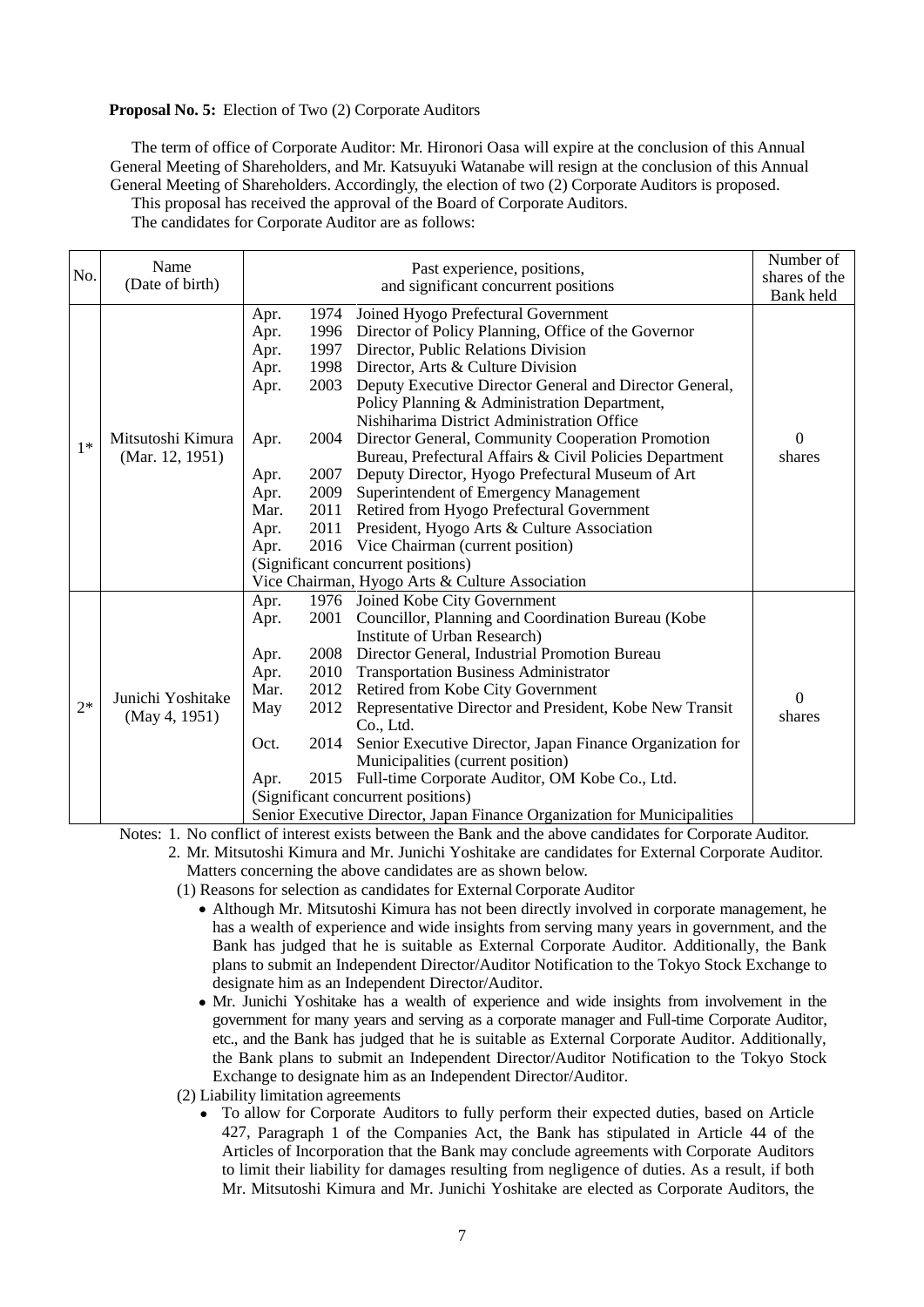**Proposal No. 5:** Election of Two (2) Corporate Auditors

The term of office of Corporate Auditor: Mr. Hironori Oasa will expire at the conclusion of this Annual General Meeting of Shareholders, and Mr. Katsuyuki Watanabe will resign at the conclusion of this Annual General Meeting of Shareholders. Accordingly, the election of two (2) Corporate Auditors is proposed.

This proposal has received the approval of the Board of Corporate Auditors.

The candidates for Corporate Auditor are as follows:

| No. | Name (Date of birth) | Past experience, positions, and significant concurrent positions | Number of shares of the Bank held |
|---|---|---|---|
| 1* | Mitsutoshi Kimura (Mar. 12, 1951) | Apr. 1974 Joined Hyogo Prefectural Government<br>Apr. 1996 Director of Policy Planning, Office of the Governor<br>Apr. 1997 Director, Public Relations Division<br>Apr. 1998 Director, Arts & Culture Division<br>Apr. 2003 Deputy Executive Director General and Director General, Policy Planning & Administration Department, Nishiharima District Administration Office<br>Apr. 2004 Director General, Community Cooperation Promotion Bureau, Prefectural Affairs & Civil Policies Department<br>Apr. 2007 Deputy Director, Hyogo Prefectural Museum of Art<br>Apr. 2009 Superintendent of Emergency Management<br>Mar. 2011 Retired from Hyogo Prefectural Government<br>Apr. 2011 President, Hyogo Arts & Culture Association<br>Apr. 2016 Vice Chairman (current position)<br>(Significant concurrent positions)<br>Vice Chairman, Hyogo Arts & Culture Association | 0 shares |
| 2* | Junichi Yoshitake (May 4, 1951) | Apr. 1976 Joined Kobe City Government<br>Apr. 2001 Councillor, Planning and Coordination Bureau (Kobe Institute of Urban Research)<br>Apr. 2008 Director General, Industrial Promotion Bureau<br>Apr. 2010 Transportation Business Administrator<br>Mar. 2012 Retired from Kobe City Government<br>May 2012 Representative Director and President, Kobe New Transit Co., Ltd.<br>Oct. 2014 Senior Executive Director, Japan Finance Organization for Municipalities (current position)<br>Apr. 2015 Full-time Corporate Auditor, OM Kobe Co., Ltd.<br>(Significant concurrent positions)<br>Senior Executive Director, Japan Finance Organization for Municipalities | 0 shares |

Notes: 1. No conflict of interest exists between the Bank and the above candidates for Corporate Auditor.

2. Mr. Mitsutoshi Kimura and Mr. Junichi Yoshitake are candidates for External Corporate Auditor. Matters concerning the above candidates are as shown below.

(1) Reasons for selection as candidates for External Corporate Auditor

- Although Mr. Mitsutoshi Kimura has not been directly involved in corporate management, he has a wealth of experience and wide insights from serving many years in government, and the Bank has judged that he is suitable as External Corporate Auditor. Additionally, the Bank plans to submit an Independent Director/Auditor Notification to the Tokyo Stock Exchange to designate him as an Independent Director/Auditor.
- Mr. Junichi Yoshitake has a wealth of experience and wide insights from involvement in the government for many years and serving as a corporate manager and Full-time Corporate Auditor, etc., and the Bank has judged that he is suitable as External Corporate Auditor. Additionally, the Bank plans to submit an Independent Director/Auditor Notification to the Tokyo Stock Exchange to designate him as an Independent Director/Auditor.

(2) Liability limitation agreements

- To allow for Corporate Auditors to fully perform their expected duties, based on Article 427, Paragraph 1 of the Companies Act, the Bank has stipulated in Article 44 of the Articles of Incorporation that the Bank may conclude agreements with Corporate Auditors to limit their liability for damages resulting from negligence of duties. As a result, if both Mr. Mitsutoshi Kimura and Mr. Junichi Yoshitake are elected as Corporate Auditors, the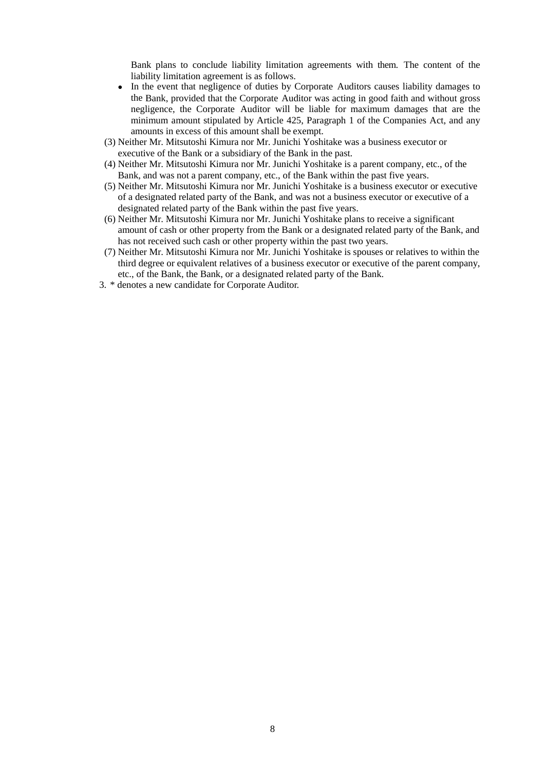Bank plans to conclude liability limitation agreements with them. The content of the liability limitation agreement is as follows.

- In the event that negligence of duties by Corporate Auditors causes liability damages to the Bank, provided that the Corporate Auditor was acting in good faith and without gross negligence, the Corporate Auditor will be liable for maximum damages that are the minimum amount stipulated by Article 425, Paragraph 1 of the Companies Act, and any amounts in excess of this amount shall be exempt.

(3) Neither Mr. Mitsutoshi Kimura nor Mr. Junichi Yoshitake was a business executor or executive of the Bank or a subsidiary of the Bank in the past.

(4) Neither Mr. Mitsutoshi Kimura nor Mr. Junichi Yoshitake is a parent company, etc., of the Bank, and was not a parent company, etc., of the Bank within the past five years.

(5) Neither Mr. Mitsutoshi Kimura nor Mr. Junichi Yoshitake is a business executor or executive of a designated related party of the Bank, and was not a business executor or executive of a designated related party of the Bank within the past five years.

(6) Neither Mr. Mitsutoshi Kimura nor Mr. Junichi Yoshitake plans to receive a significant amount of cash or other property from the Bank or a designated related party of the Bank, and has not received such cash or other property within the past two years.

(7) Neither Mr. Mitsutoshi Kimura nor Mr. Junichi Yoshitake is spouses or relatives to within the third degree or equivalent relatives of a business executor or executive of the parent company, etc., of the Bank, the Bank, or a designated related party of the Bank.

3. * denotes a new candidate for Corporate Auditor.